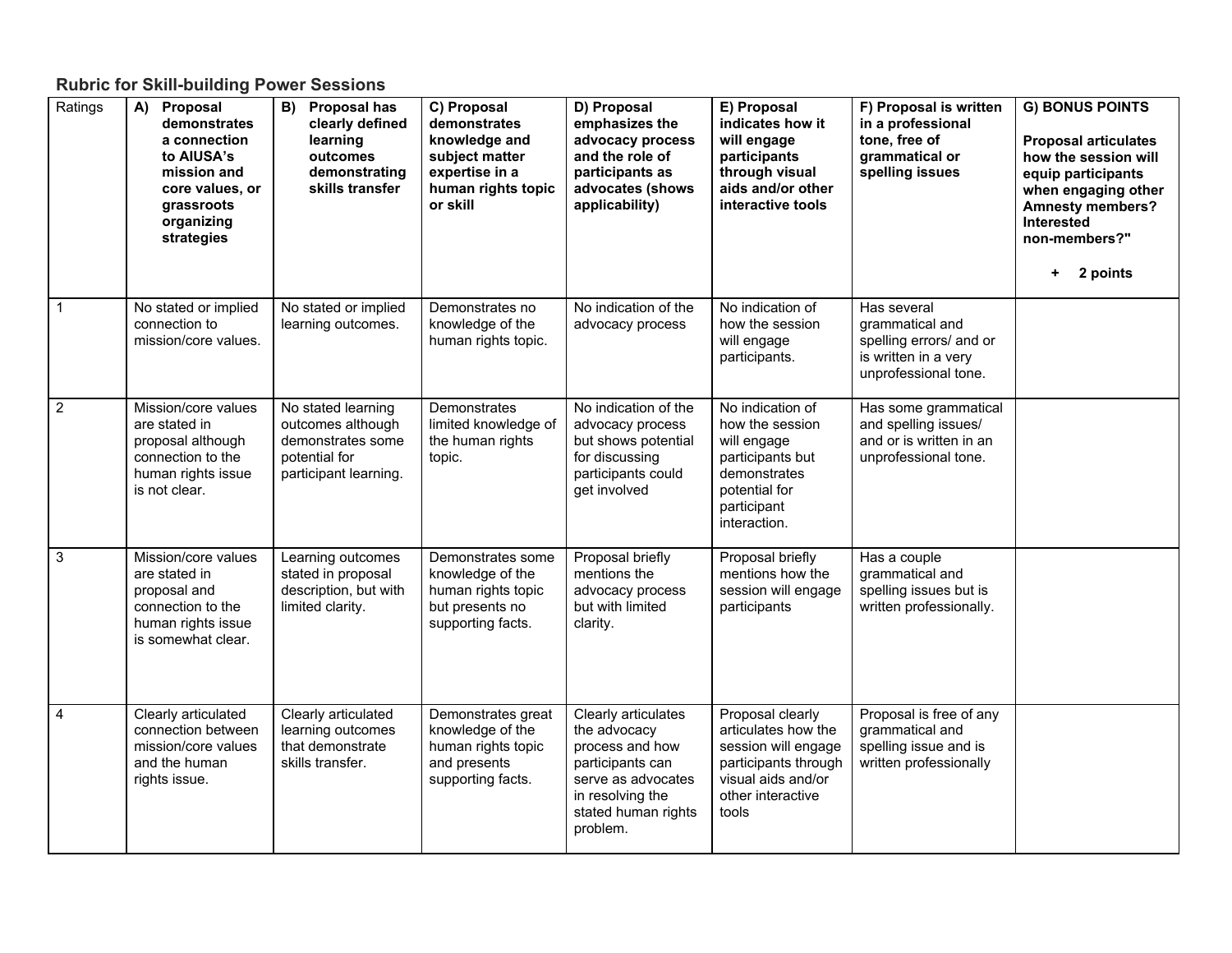### Rubric for Skill-building Power Sessions

| Ratings | A) Proposal demonstrates a connection to AIUSA's mission and core values, or grassroots organizing strategies | B) Proposal has clearly defined learning outcomes demonstrating skills transfer | C) Proposal demonstrates knowledge and subject matter expertise in a human rights topic or skill | D) Proposal emphasizes the advocacy process and the role of participants as advocates (shows applicability) | E) Proposal indicates how it will engage participants through visual aids and/or other interactive tools | F) Proposal is written in a professional tone, free of grammatical or spelling issues | G) BONUS POINTS Proposal articulates how the session will equip participants when engaging other Amnesty members? Interested non-members?" + 2 points |
|---|---|---|---|---|---|---|---|
| 1 | No stated or implied connection to mission/core values. | No stated or implied learning outcomes. | Demonstrates no knowledge of the human rights topic. | No indication of the advocacy process | No indication of how the session will engage participants. | Has several grammatical and spelling errors/ and or is written in a very unprofessional tone. | |
| 2 | Mission/core values are stated in proposal although connection to the human rights issue is not clear. | No stated learning outcomes although demonstrates some potential for participant learning. | Demonstrates limited knowledge of the human rights topic. | No indication of the advocacy process but shows potential for discussing participants could get involved | No indication of how the session will engage participants but demonstrates potential for participant interaction. | Has some grammatical and spelling issues/ and or is written in an unprofessional tone. | |
| 3 | Mission/core values are stated in proposal and connection to the human rights issue is somewhat clear. | Learning outcomes stated in proposal description, but with limited clarity. | Demonstrates some knowledge of the human rights topic but presents no supporting facts. | Proposal briefly mentions the advocacy process but with limited clarity. | Proposal briefly mentions how the session will engage participants | Has a couple grammatical and spelling issues but is written professionally. | |
| 4 | Clearly articulated connection between mission/core values and the human rights issue. | Clearly articulated learning outcomes that demonstrate skills transfer. | Demonstrates great knowledge of the human rights topic and presents supporting facts. | Clearly articulates the advocacy process and how participants can serve as advocates in resolving the stated human rights problem. | Proposal clearly articulates how the session will engage participants through visual aids and/or other interactive tools | Proposal is free of any grammatical and spelling issue and is written professionally | |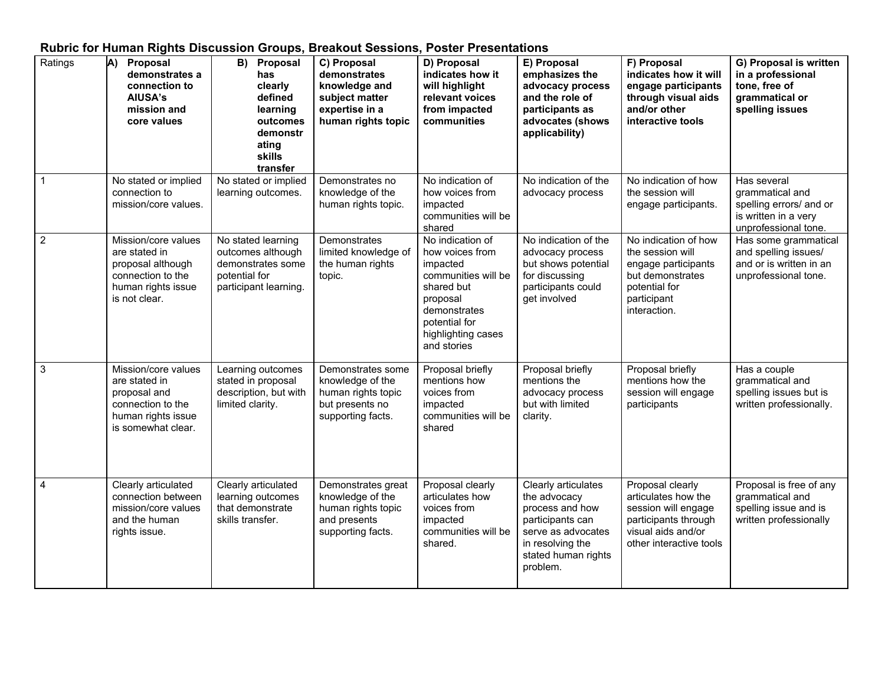## Rubric for Human Rights Discussion Groups, Breakout Sessions, Poster Presentations

| Ratings | A) **Proposal demonstrates a connection to AIUSA's mission and core values** | B) **Proposal has clearly defined learning outcomes demonstrating skills transfer** | **C) Proposal demonstrates knowledge and subject matter expertise in a human rights topic** | **D) Proposal indicates how it will highlight relevant voices from impacted communities** | **E) Proposal emphasizes the advocacy process and the role of participants as advocates (shows applicability)** | **F) Proposal indicates how it will engage participants through visual aids and/or other interactive tools** | **G) Proposal is written in a professional tone, free of grammatical or spelling issues** |
|---|---|---|---|---|---|---|---|
| 1 | No stated or implied connection to mission/core values. | No stated or implied learning outcomes. | Demonstrates no knowledge of the human rights topic. | No indication of how voices from impacted communities will be shared | No indication of the advocacy process | No indication of how the session will engage participants. | Has several grammatical and spelling errors/ and or is written in a very unprofessional tone. |
| 2 | Mission/core values are stated in proposal although connection to the human rights issue is not clear. | No stated learning outcomes although demonstrates some potential for participant learning. | Demonstrates limited knowledge of the human rights topic. | No indication of how voices from impacted communities will be shared but proposal demonstrates potential for highlighting cases and stories | No indication of the advocacy process but shows potential for discussing participants could get involved | No indication of how the session will engage participants but demonstrates potential for participant interaction. | Has some grammatical and spelling issues/ and or is written in an unprofessional tone. |
| 3 | Mission/core values are stated in proposal and connection to the human rights issue is somewhat clear. | Learning outcomes stated in proposal description, but with limited clarity. | Demonstrates some knowledge of the human rights topic but presents no supporting facts. | Proposal briefly mentions how voices from impacted communities will be shared | Proposal briefly mentions the advocacy process but with limited clarity. | Proposal briefly mentions how the session will engage participants | Has a couple grammatical and spelling issues but is written professionally. |
| 4 | Clearly articulated connection between mission/core values and the human rights issue. | Clearly articulated learning outcomes that demonstrate skills transfer. | Demonstrates great knowledge of the human rights topic and presents supporting facts. | Proposal clearly articulates how voices from impacted communities will be shared. | Clearly articulates the advocacy process and how participants can serve as advocates in resolving the stated human rights problem. | Proposal clearly articulates how the session will engage participants through visual aids and/or other interactive tools | Proposal is free of any grammatical and spelling issue and is written professionally |